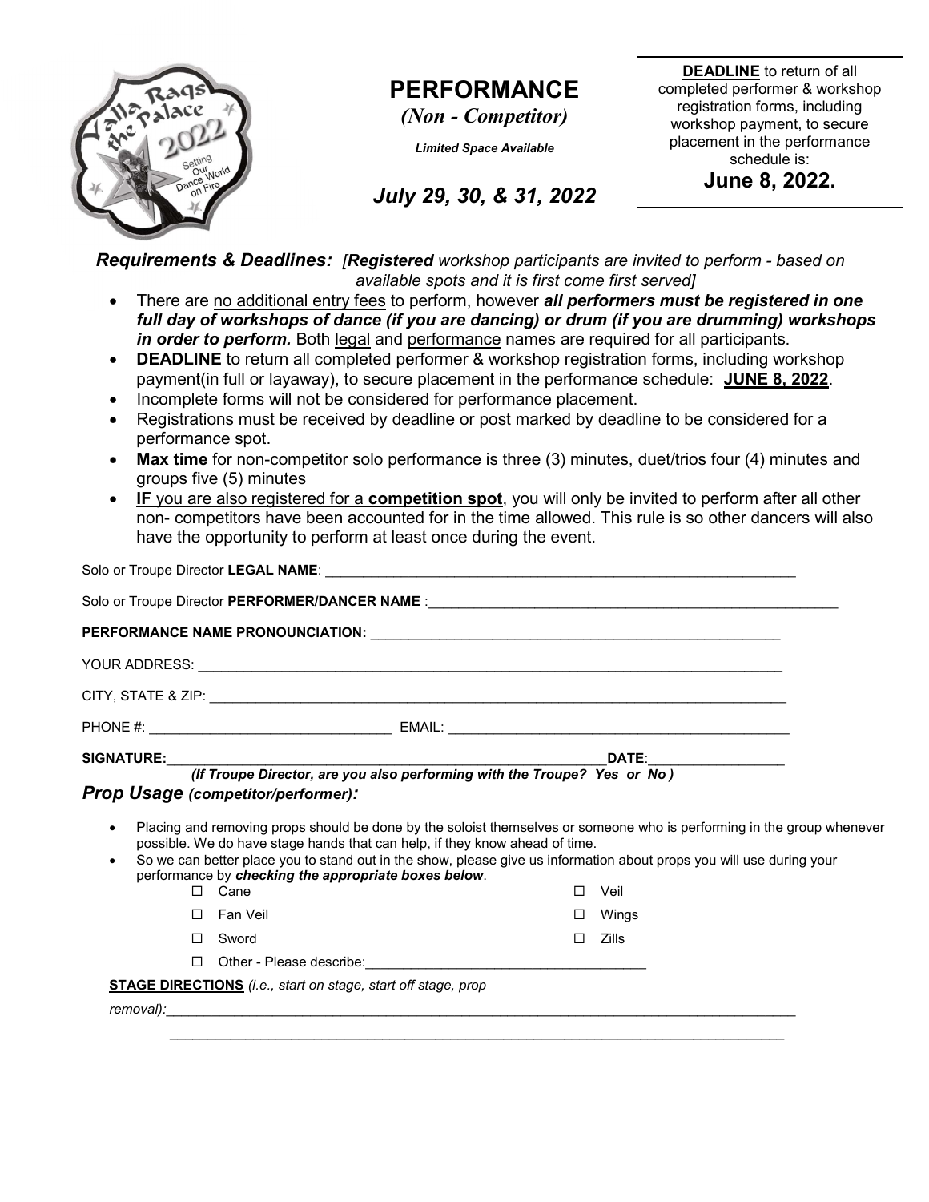# PERFORMANCE

*(Non - Competitor)*

***Limited Space Available***

***July 29, 30, & 31, 2022***

**DEADLINE** to return of all completed performer & workshop registration forms, including workshop payment, to secure placement in the performance schedule is:

**June 8, 2022.**

***Requirements & Deadlines:*** *[**Registered** workshop participants are invited to perform - based on available spots and it is first come first served]*

- There are no additional entry fees to perform, however ***all performers must be registered in one full day of workshops of dance (if you are dancing) or drum (if you are drumming) workshops in order to perform.*** Both legal and performance names are required for all participants.
- **DEADLINE** to return all completed performer & workshop registration forms, including workshop payment(in full or layaway), to secure placement in the performance schedule: **JUNE 8, 2022**.
- Incomplete forms will not be considered for performance placement.
- Registrations must be received by deadline or post marked by deadline to be considered for a performance spot.
- **Max time** for non-competitor solo performance is three (3) minutes, duet/trios four (4) minutes and groups five (5) minutes
- **IF** you are also registered for a **competition spot**, you will only be invited to perform after all other non- competitors have been accounted for in the time allowed. This rule is so other dancers will also have the opportunity to perform at least once during the event.

Solo or Troupe Director **LEGAL NAME**: ______________________________

Solo or Troupe Director **PERFORMER/DANCER NAME** :______________________________

**PERFORMANCE NAME PRONOUNCIATION:** ______________________________

YOUR ADDRESS: ______________________________

CITY, STATE & ZIP: ______________________________

PHONE #: ______________________________ EMAIL: ______________________________

**SIGNATURE:**______________________________**DATE**:__________________

***(If Troupe Director, are you also performing with the Troupe? Yes or No )***

### *Prop Usage (competitor/performer):*

- Placing and removing props should be done by the soloist themselves or someone who is performing in the group whenever possible. We do have stage hands that can help, if they know ahead of time.
- So we can better place you to stand out in the show, please give us information about props you will use during your performance by ***checking the appropriate boxes below***.

☐ Cane ☐ Veil

☐ Fan Veil ☐ Wings

☐ Sword ☐ Zills

☐ Other - Please describe:______________________________

**STAGE DIRECTIONS** *(i.e., start on stage, start off stage, prop removal):*______________________________

______________________________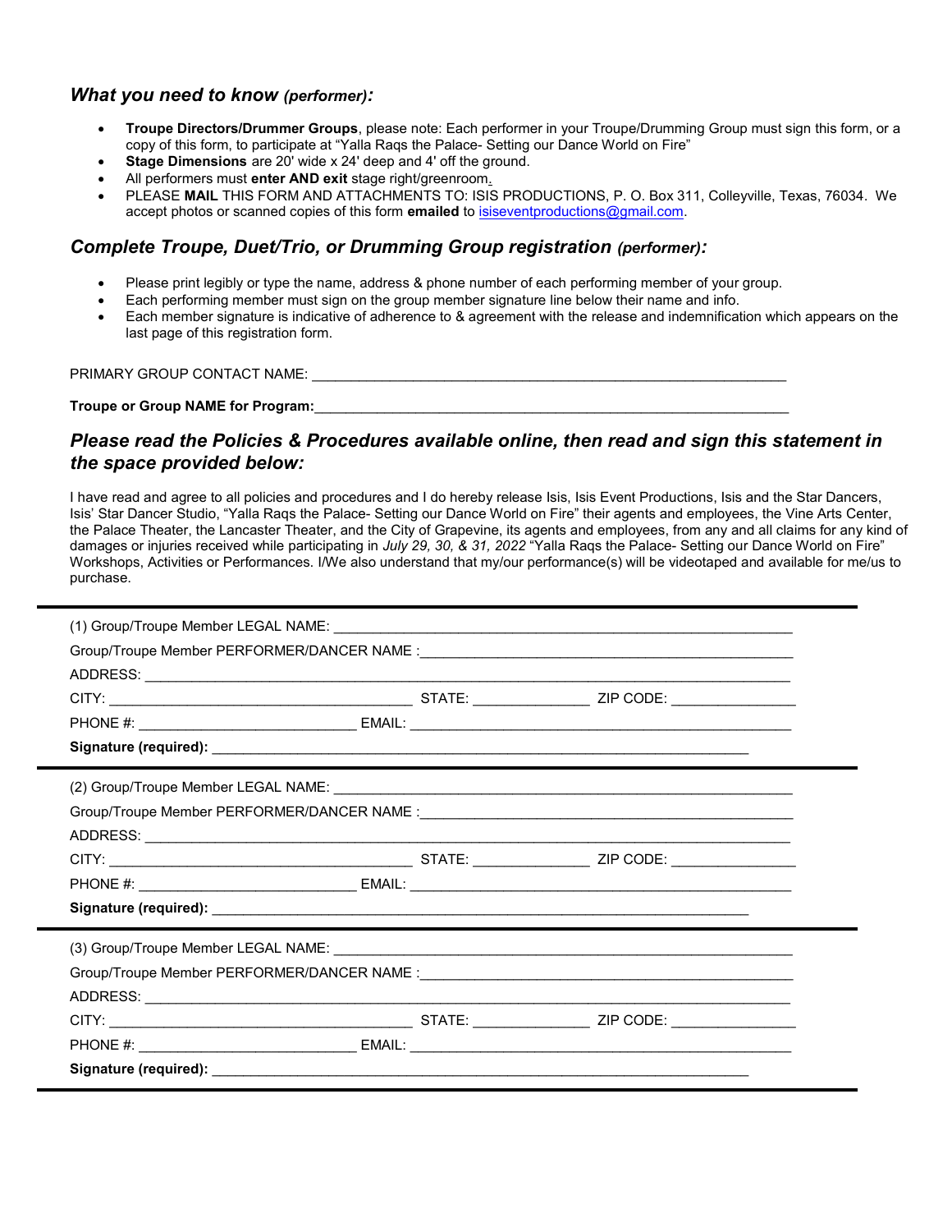## *What you need to know (performer):*

- **Troupe Directors/Drummer Groups**, please note: Each performer in your Troupe/Drumming Group must sign this form, or a copy of this form, to participate at "Yalla Raqs the Palace- Setting our Dance World on Fire"
- **Stage Dimensions** are 20' wide x 24' deep and 4' off the ground.
- All performers must **enter AND exit** stage right/greenroom.
- PLEASE **MAIL** THIS FORM AND ATTACHMENTS TO: ISIS PRODUCTIONS, P. O. Box 311, Colleyville, Texas, 76034. We accept photos or scanned copies of this form **emailed** to isiseventproductions@gmail.com.

## *Complete Troupe, Duet/Trio, or Drumming Group registration (performer):*

- Please print legibly or type the name, address & phone number of each performing member of your group.
- Each performing member must sign on the group member signature line below their name and info.
- Each member signature is indicative of adherence to & agreement with the release and indemnification which appears on the last page of this registration form.

PRIMARY GROUP CONTACT NAME: ______________________________________________

**Troupe or Group NAME for Program:**______________________________________________

## *Please read the Policies & Procedures available online, then read and sign this statement in the space provided below:*

I have read and agree to all policies and procedures and I do hereby release Isis, Isis Event Productions, Isis and the Star Dancers, Isis' Star Dancer Studio, "Yalla Raqs the Palace- Setting our Dance World on Fire" their agents and employees, the Vine Arts Center, the Palace Theater, the Lancaster Theater, and the City of Grapevine, its agents and employees, from any and all claims for any kind of damages or injuries received while participating in *July 29, 30, & 31, 2022* "Yalla Raqs the Palace- Setting our Dance World on Fire" Workshops, Activities or Performances. I/We also understand that my/our performance(s) will be videotaped and available for me/us to purchase.

---

(1) Group/Troupe Member LEGAL NAME: ______________________________________________

Group/Troupe Member PERFORMER/DANCER NAME :______________________________________

ADDRESS: ______________________________________________________________

CITY: ______________________________ STATE: ____________ ZIP CODE: ______________

PHONE #: ______________________ EMAIL: ______________________________________

**Signature (required):** ______________________________________________________

---

(2) Group/Troupe Member LEGAL NAME: ______________________________________________

Group/Troupe Member PERFORMER/DANCER NAME :______________________________________

ADDRESS: ______________________________________________________________

CITY: ______________________________ STATE: ____________ ZIP CODE: ______________

PHONE #: ______________________ EMAIL: ______________________________________

**Signature (required):** ______________________________________________________

---

(3) Group/Troupe Member LEGAL NAME: ______________________________________________

Group/Troupe Member PERFORMER/DANCER NAME :______________________________________

ADDRESS: ______________________________________________________________

CITY: ______________________________ STATE: ____________ ZIP CODE: ______________

PHONE #: ______________________ EMAIL: ______________________________________

**Signature (required):** ______________________________________________________

---